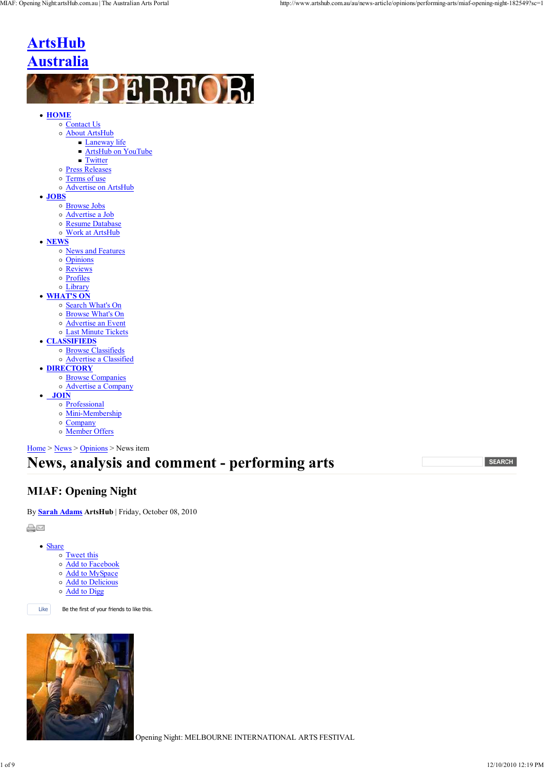# ArtsHub Australia

- **HOME**
  - Contact Us
  - About ArtsHub
    - Laneway life
    - ArtsHub on YouTube
    - Twitter
  - Press Releases
  - Terms of use
  - Advertise on ArtsHub
- **JOBS**
  - Browse Jobs
  - Advertise a Job
  - Resume Database
  - Work at ArtsHub
- **NEWS**
  - News and Features
  - Opinions
  - Reviews
  - Profiles
  - Library
- **WHAT'S ON**
  - Search What's On
  - Browse What's On
  - Advertise an Event
  - Last Minute Tickets
- **CLASSIFIEDS**
  - Browse Classifieds
  - Advertise a Classified
- **DIRECTORY**
  - Browse Companies
  - Advertise a Company
- **JOIN**
  - Professional
  - Mini-Membership
  - Company
  - Member Offers

Home > News > Opinions > News item

# News, analysis and comment - performing arts

SEARCH

## MIAF: Opening Night

By **Sarah Adams** **ArtsHub** | Friday, October 08, 2010

- Share
  - Tweet this
  - Add to Facebook
  - Add to MySpace
  - Add to Delicious
  - Add to Digg

Like Be the first of your friends to like this.

Opening Night: MELBOURNE INTERNATIONAL ARTS FESTIVAL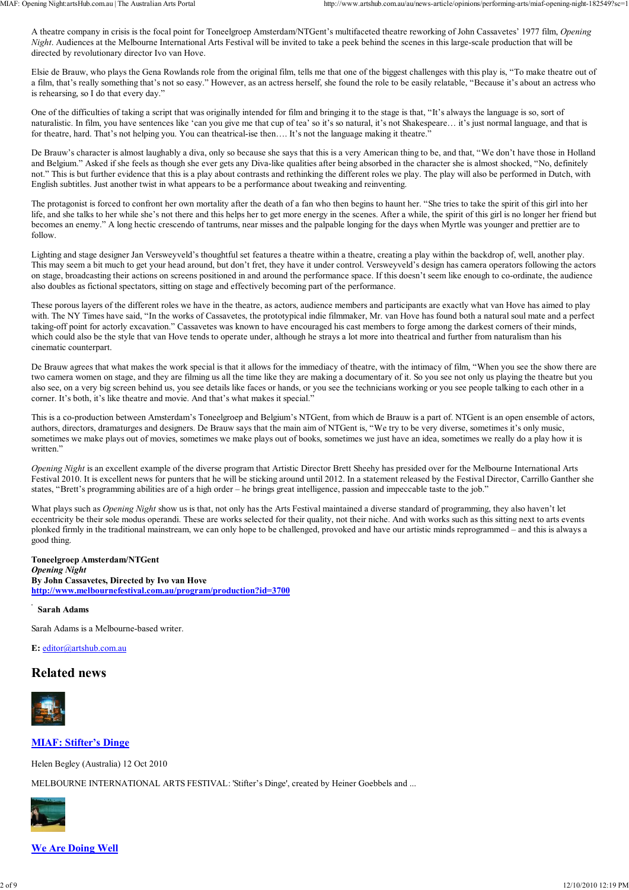A theatre company in crisis is the focal point for Toneelgroep Amsterdam/NTGent's multifaceted theatre reworking of John Cassavetes' 1977 film, *Opening Night*. Audiences at the Melbourne International Arts Festival will be invited to take a peek behind the scenes in this large-scale production that will be directed by revolutionary director Ivo van Hove.

Elsie de Brauw, who plays the Gena Rowlands role from the original film, tells me that one of the biggest challenges with this play is, "To make theatre out of a film, that's really something that's not so easy." However, as an actress herself, she found the role to be easily relatable, "Because it's about an actress who is rehearsing, so I do that every day."

One of the difficulties of taking a script that was originally intended for film and bringing it to the stage is that, "It's always the language is so, sort of naturalistic. In film, you have sentences like 'can you give me that cup of tea' so it's so natural, it's not Shakespeare… it's just normal language, and that is for theatre, hard. That's not helping you. You can theatrical-ise then…. It's not the language making it theatre."

De Brauw's character is almost laughably a diva, only so because she says that this is a very American thing to be, and that, "We don't have those in Holland and Belgium." Asked if she feels as though she ever gets any Diva-like qualities after being absorbed in the character she is almost shocked, "No, definitely not." This is but further evidence that this is a play about contrasts and rethinking the different roles we play. The play will also be performed in Dutch, with English subtitles. Just another twist in what appears to be a performance about tweaking and reinventing.

The protagonist is forced to confront her own mortality after the death of a fan who then begins to haunt her. "She tries to take the spirit of this girl into her life, and she talks to her while she's not there and this helps her to get more energy in the scenes. After a while, the spirit of this girl is no longer her friend but becomes an enemy." A long hectic crescendo of tantrums, near misses and the palpable longing for the days when Myrtle was younger and prettier are to follow.

Lighting and stage designer Jan Versweyveld's thoughtful set features a theatre within a theatre, creating a play within the backdrop of, well, another play. This may seem a bit much to get your head around, but don't fret, they have it under control. Versweyveld's design has camera operators following the actors on stage, broadcasting their actions on screens positioned in and around the performance space. If this doesn't seem like enough to co-ordinate, the audience also doubles as fictional spectators, sitting on stage and effectively becoming part of the performance.

These porous layers of the different roles we have in the theatre, as actors, audience members and participants are exactly what van Hove has aimed to play with. The NY Times have said, "In the works of Cassavetes, the prototypical indie filmmaker, Mr. van Hove has found both a natural soul mate and a perfect taking-off point for actorly excavation." Cassavetes was known to have encouraged his cast members to forge among the darkest corners of their minds, which could also be the style that van Hove tends to operate under, although he strays a lot more into theatrical and further from naturalism than his cinematic counterpart.

De Brauw agrees that what makes the work special is that it allows for the immediacy of theatre, with the intimacy of film, "When you see the show there are two camera women on stage, and they are filming us all the time like they are making a documentary of it. So you see not only us playing the theatre but you also see, on a very big screen behind us, you see details like faces or hands, or you see the technicians working or you see people talking to each other in a corner. It's both, it's like theatre and movie. And that's what makes it special."

This is a co-production between Amsterdam's Toneelgroep and Belgium's NTGent, from which de Brauw is a part of. NTGent is an open ensemble of actors, authors, directors, dramaturges and designers. De Brauw says that the main aim of NTGent is, "We try to be very diverse, sometimes it's only music, sometimes we make plays out of movies, sometimes we make plays out of books, sometimes we just have an idea, sometimes we really do a play how it is written."

*Opening Night* is an excellent example of the diverse program that Artistic Director Brett Sheehy has presided over for the Melbourne International Arts Festival 2010. It is excellent news for punters that he will be sticking around until 2012. In a statement released by the Festival Director, Carrillo Gantner she states, "Brett's programming abilities are of a high order – he brings great intelligence, passion and impeccable taste to the job."

What plays such as *Opening Night* show us is that, not only has the Arts Festival maintained a diverse standard of programming, they also haven't let eccentricity be their sole modus operandi. These are works selected for their quality, not their niche. And with works such as this sitting next to arts events plonked firmly in the traditional mainstream, we can only hope to be challenged, provoked and have our artistic minds reprogrammed – and this is always a good thing.

**Toneelgroep Amsterdam/NTGent**
***Opening Night***
**By John Cassavetes, Directed by Ivo van Hove**
**http://www.melbournefestival.com.au/program/production?id=3700**

**Sarah Adams**

Sarah Adams is a Melbourne-based writer.

**E:** editor@artshub.com.au

## Related news

### MIAF: Stifter's Dinge

Helen Begley (Australia) 12 Oct 2010

MELBOURNE INTERNATIONAL ARTS FESTIVAL: 'Stifter's Dinge', created by Heiner Goebbels and ...

### We Are Doing Well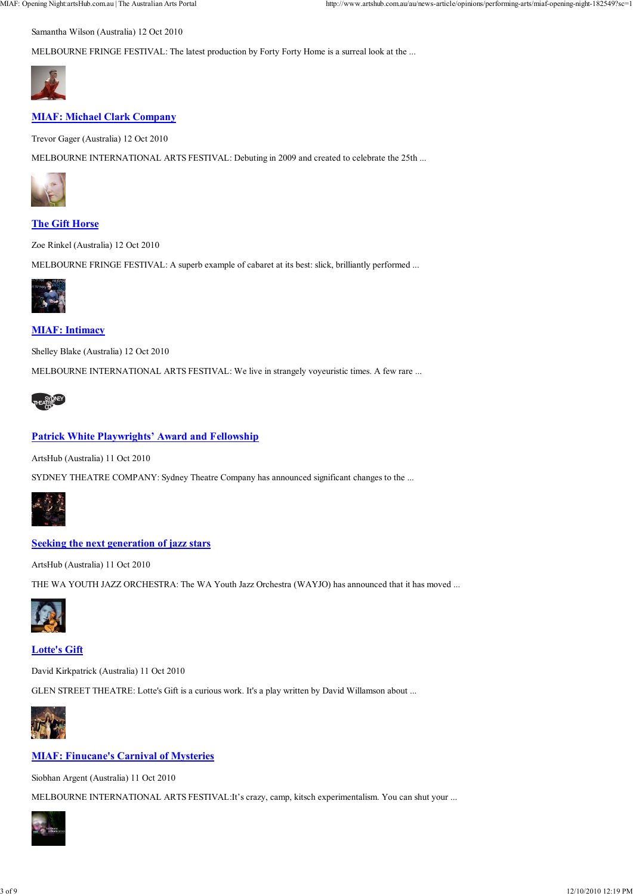Samantha Wilson (Australia) 12 Oct 2010

MELBOURNE FRINGE FESTIVAL: The latest production by Forty Forty Home is a surreal look at the ...

### [MIAF: Michael Clark Company]

Trevor Gager (Australia) 12 Oct 2010

MELBOURNE INTERNATIONAL ARTS FESTIVAL: Debuting in 2009 and created to celebrate the 25th ...

### [The Gift Horse]

Zoe Rinkel (Australia) 12 Oct 2010

MELBOURNE FRINGE FESTIVAL: A superb example of cabaret at its best: slick, brilliantly performed ...

### [MIAF: Intimacy]

Shelley Blake (Australia) 12 Oct 2010

MELBOURNE INTERNATIONAL ARTS FESTIVAL: We live in strangely voyeuristic times. A few rare ...

### [Patrick White Playwrights' Award and Fellowship]

ArtsHub (Australia) 11 Oct 2010

SYDNEY THEATRE COMPANY: Sydney Theatre Company has announced significant changes to the ...

### [Seeking the next generation of jazz stars]

ArtsHub (Australia) 11 Oct 2010

THE WA YOUTH JAZZ ORCHESTRA: The WA Youth Jazz Orchestra (WAYJO) has announced that it has moved ...

### [Lotte's Gift]

David Kirkpatrick (Australia) 11 Oct 2010

GLEN STREET THEATRE: Lotte's Gift is a curious work. It's a play written by David Willamson about ...

### [MIAF: Finucane's Carnival of Mysteries]

Siobhan Argent (Australia) 11 Oct 2010

MELBOURNE INTERNATIONAL ARTS FESTIVAL:It's crazy, camp, kitsch experimentalism. You can shut your ...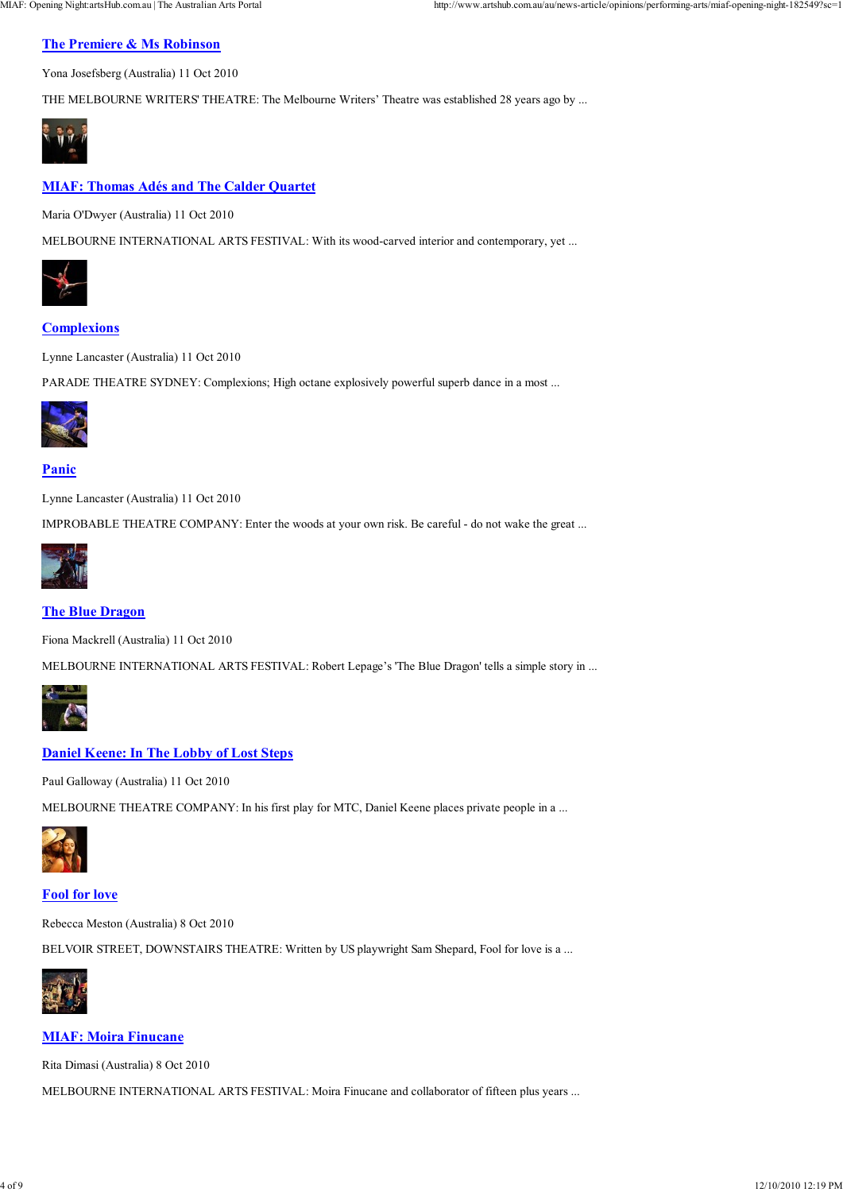### [The Premiere & Ms Robinson]

Yona Josefsberg (Australia) 11 Oct 2010

THE MELBOURNE WRITERS' THEATRE: The Melbourne Writers' Theatre was established 28 years ago by ...

### [MIAF: Thomas Adés and The Calder Quartet]

Maria O'Dwyer (Australia) 11 Oct 2010

MELBOURNE INTERNATIONAL ARTS FESTIVAL: With its wood-carved interior and contemporary, yet ...

### [Complexions]

Lynne Lancaster (Australia) 11 Oct 2010

PARADE THEATRE SYDNEY: Complexions; High octane explosively powerful superb dance in a most ...

### [Panic]

Lynne Lancaster (Australia) 11 Oct 2010

IMPROBABLE THEATRE COMPANY: Enter the woods at your own risk. Be careful - do not wake the great ...

### [The Blue Dragon]

Fiona Mackrell (Australia) 11 Oct 2010

MELBOURNE INTERNATIONAL ARTS FESTIVAL: Robert Lepage's 'The Blue Dragon' tells a simple story in ...

### [Daniel Keene: In The Lobby of Lost Steps]

Paul Galloway (Australia) 11 Oct 2010

MELBOURNE THEATRE COMPANY: In his first play for MTC, Daniel Keene places private people in a ...

### [Fool for love]

Rebecca Meston (Australia) 8 Oct 2010

BELVOIR STREET, DOWNSTAIRS THEATRE: Written by US playwright Sam Shepard, Fool for love is a ...

### [MIAF: Moira Finucane]

Rita Dimasi (Australia) 8 Oct 2010

MELBOURNE INTERNATIONAL ARTS FESTIVAL: Moira Finucane and collaborator of fifteen plus years ...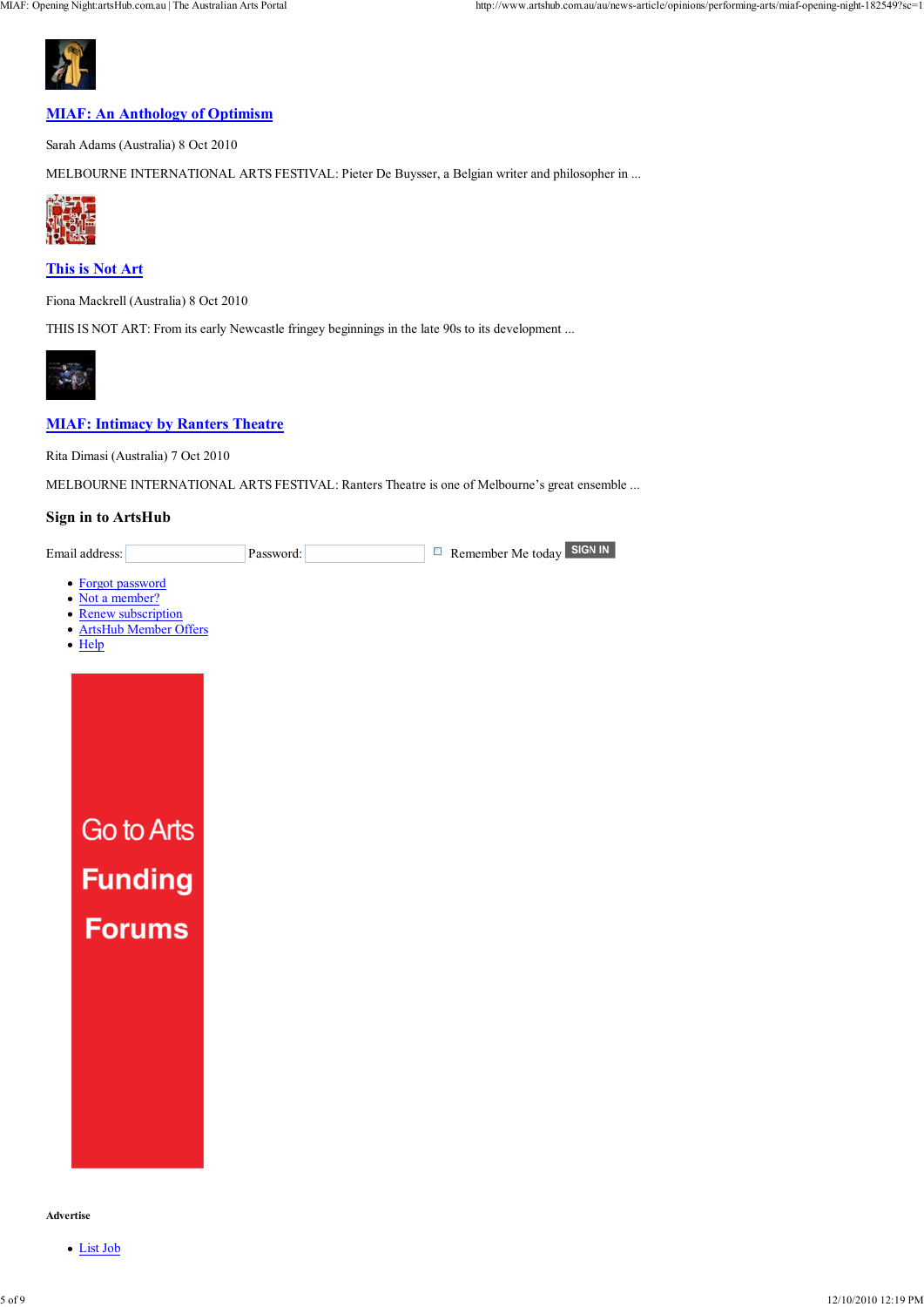### [MIAF: An Anthology of Optimism]

Sarah Adams (Australia) 8 Oct 2010

MELBOURNE INTERNATIONAL ARTS FESTIVAL: Pieter De Buysser, a Belgian writer and philosopher in ...

### [This is Not Art]

Fiona Mackrell (Australia) 8 Oct 2010

THIS IS NOT ART: From its early Newcastle fringey beginnings in the late 90s to its development ...

### [MIAF: Intimacy by Ranters Theatre]

Rita Dimasi (Australia) 7 Oct 2010

MELBOURNE INTERNATIONAL ARTS FESTIVAL: Ranters Theatre is one of Melbourne's great ensemble ...

### Sign in to ArtsHub

Email address: Password: Remember Me today SIGN IN

- Forgot password
- Not a member?
- Renew subscription
- ArtsHub Member Offers
- Help

Go to Arts Funding Forums

**Advertise**

- List Job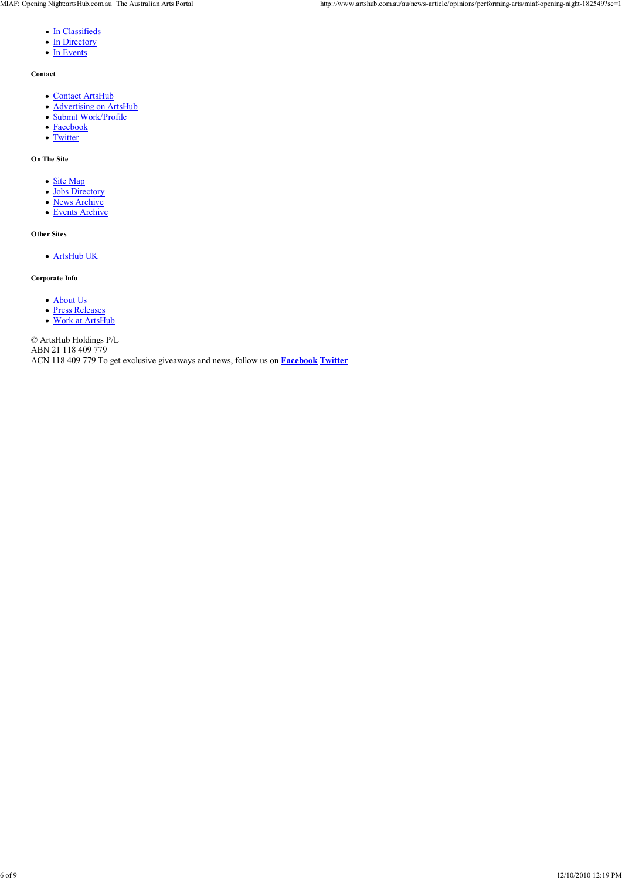- In Classifieds
- In Directory
- In Events

**Contact**

- Contact ArtsHub
- Advertising on ArtsHub
- Submit Work/Profile
- Facebook
- Twitter

**On The Site**

- Site Map
- Jobs Directory
- News Archive
- Events Archive

**Other Sites**

- ArtsHub UK

**Corporate Info**

- About Us
- Press Releases
- Work at ArtsHub

© ArtsHub Holdings P/L
ABN 21 118 409 779
ACN 118 409 779 To get exclusive giveaways and news, follow us on **Facebook** **Twitter**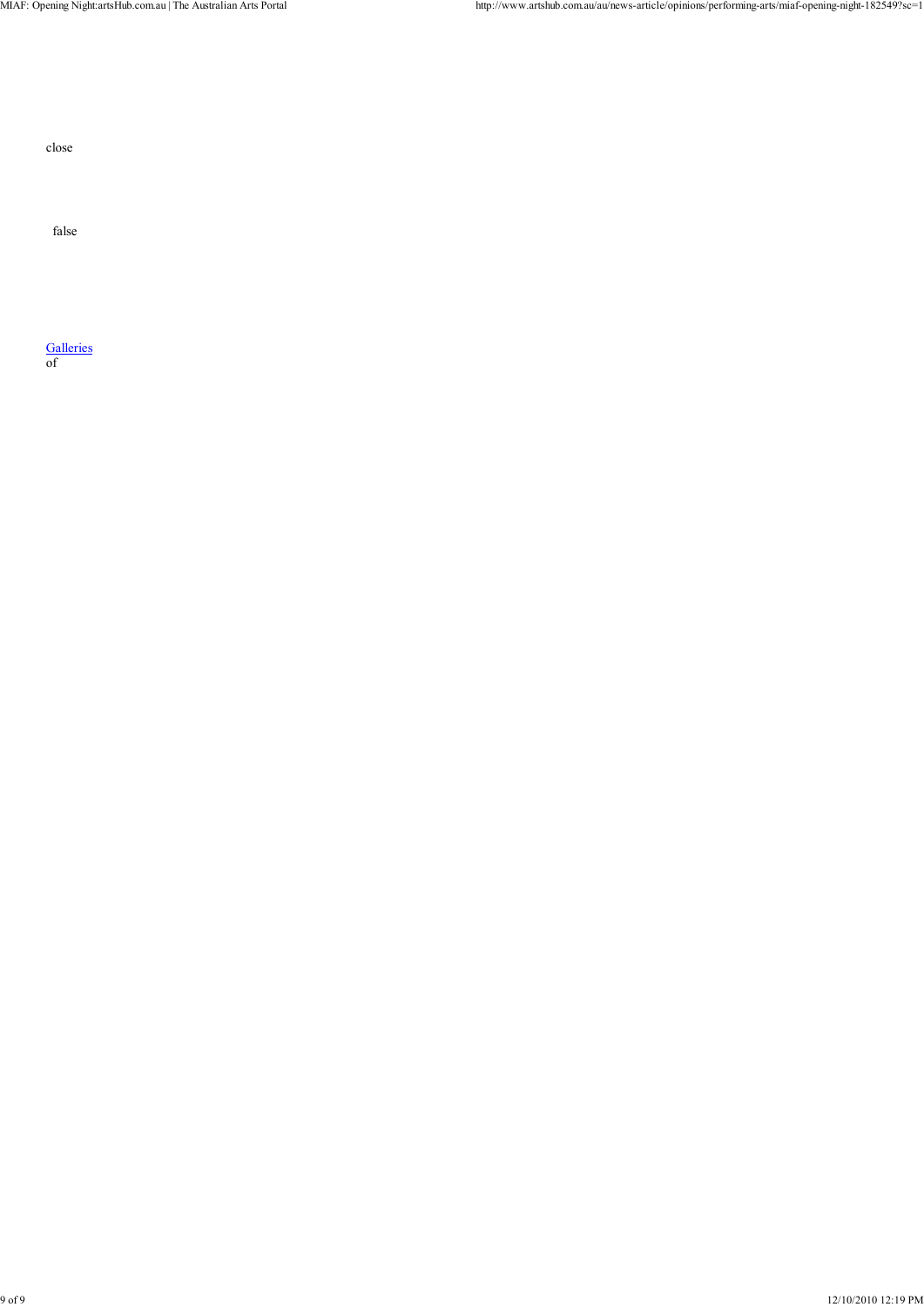close

false

[Galleries](#)
of